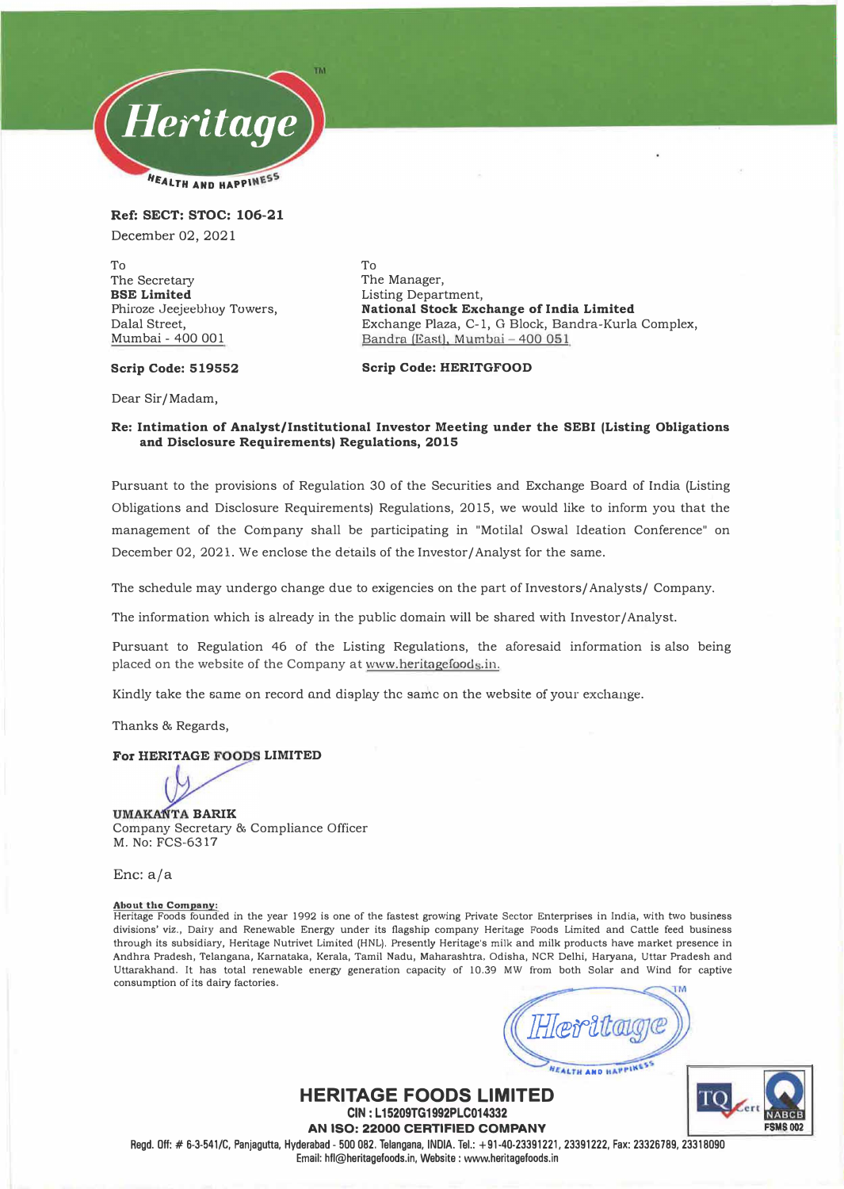**Ref: SECT: STOC: 106-21**

December 02, 2021

To
The Secretary
**BSE Limited**
Phiroze Jeejeebhoy Towers,
Dalal Street,
Mumbai - 400 001

**Scrip Code: 519552**

To
The Manager,
Listing Department,
**National Stock Exchange of India Limited**
Exchange Plaza, C-1, G Block, Bandra-Kurla Complex,
Bandra (East), Mumbai – 400 051

**Scrip Code: HERITGFOOD**

Dear Sir/Madam,

**Re: Intimation of Analyst/Institutional Investor Meeting under the SEBI (Listing Obligations and Disclosure Requirements) Regulations, 2015**

Pursuant to the provisions of Regulation 30 of the Securities and Exchange Board of India (Listing Obligations and Disclosure Requirements) Regulations, 2015, we would like to inform you that the management of the Company shall be participating in "Motilal Oswal Ideation Conference" on December 02, 2021. We enclose the details of the Investor/Analyst for the same.

The schedule may undergo change due to exigencies on the part of Investors/Analysts/ Company.

The information which is already in the public domain will be shared with Investor/Analyst.

Pursuant to Regulation 46 of the Listing Regulations, the aforesaid information is also being placed on the website of the Company at www.heritagefoods.in.

Kindly take the same on record and display the same on the website of your exchange.

Thanks & Regards,

**For HERITAGE FOODS LIMITED**

**UMAKANTA BARIK**
Company Secretary & Compliance Officer
M. No: FCS-6317

Enc: a/a

**About the Company:**
Heritage Foods founded in the year 1992 is one of the fastest growing Private Sector Enterprises in India, with two business divisions' viz., Dairy and Renewable Energy under its flagship company Heritage Foods Limited and Cattle feed business through its subsidiary, Heritage Nutrivet Limited (HNL). Presently Heritage's milk and milk products have market presence in Andhra Pradesh, Telangana, Karnataka, Kerala, Tamil Nadu, Maharashtra, Odisha, NCR Delhi, Haryana, Uttar Pradesh and Uttarakhand. It has total renewable energy generation capacity of 10.39 MW from both Solar and Wind for captive consumption of its dairy factories.

**HERITAGE FOODS LIMITED**
CIN : L15209TG1992PLC014332
AN ISO: 22000 CERTIFIED COMPANY
Regd. Off: # 6-3-541/C, Panjagutta, Hyderabad - 500 082. Telangana, INDIA. Tel.: +91-40-23391221, 23391222, Fax: 23326789, 23318090
Email: hfl@heritagefoods.in, Website : www.heritagefoods.in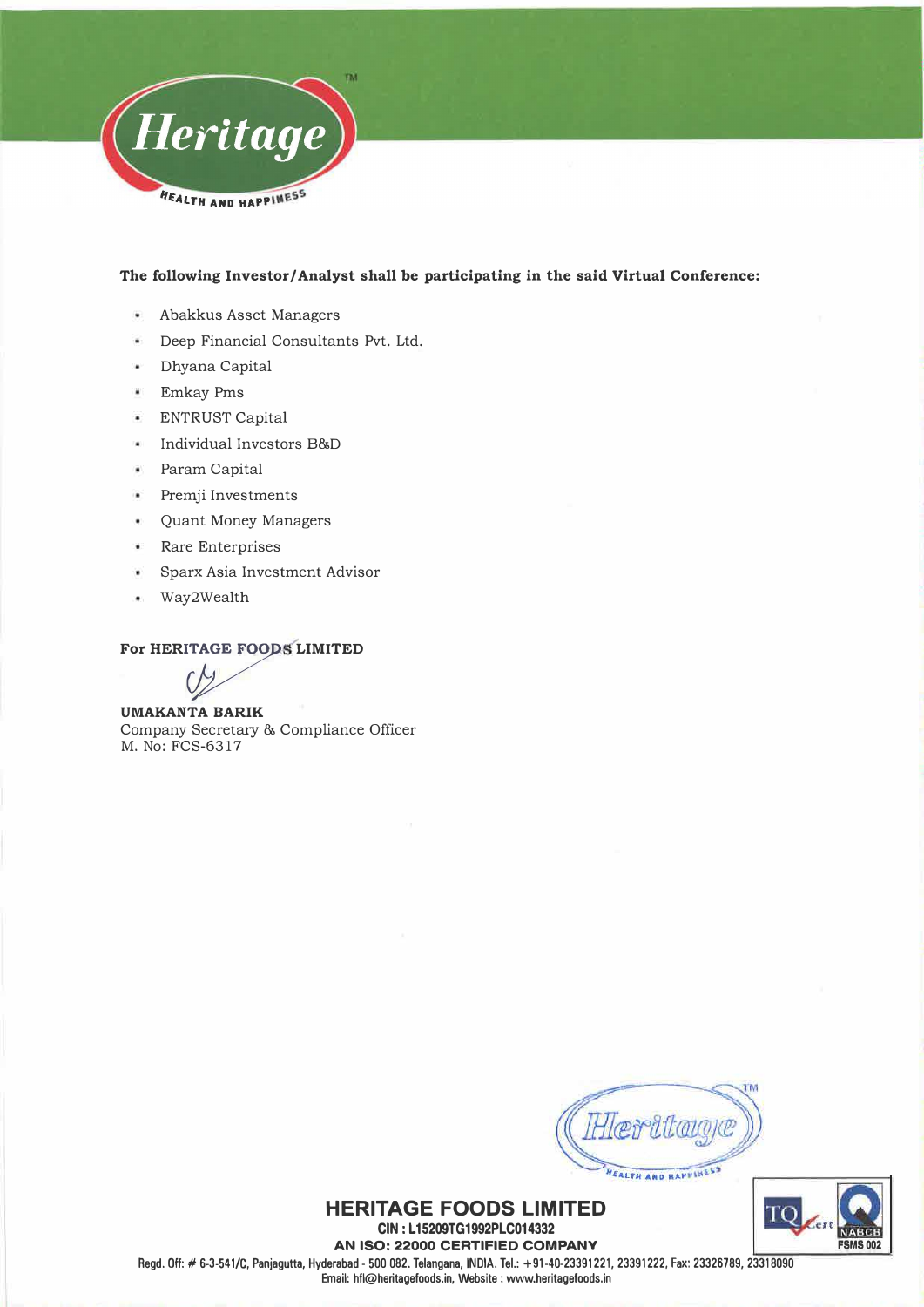**The following Investor/Analyst shall be participating in the said Virtual Conference:**

- Abakkus Asset Managers
- Deep Financial Consultants Pvt. Ltd.
- Dhyana Capital
- Emkay Pms
- ENTRUST Capital
- Individual Investors B&D
- Param Capital
- Premji Investments
- Quant Money Managers
- Rare Enterprises
- Sparx Asia Investment Advisor
- Way2Wealth

**For HERITAGE FOODS LIMITED**

**UMAKANTA BARIK**
Company Secretary & Compliance Officer
M. No: FCS-6317

**HERITAGE FOODS LIMITED**
**CIN : L15209TG1992PLC014332**
**AN ISO: 22000 CERTIFIED COMPANY**
Regd. Off: # 6-3-541/C, Panjagutta, Hyderabad - 500 082. Telangana, INDIA. Tel.: +91-40-23391221, 23391222, Fax: 23326789, 23318090
Email: hfl@heritagefoods.in, Website : www.heritagefoods.in